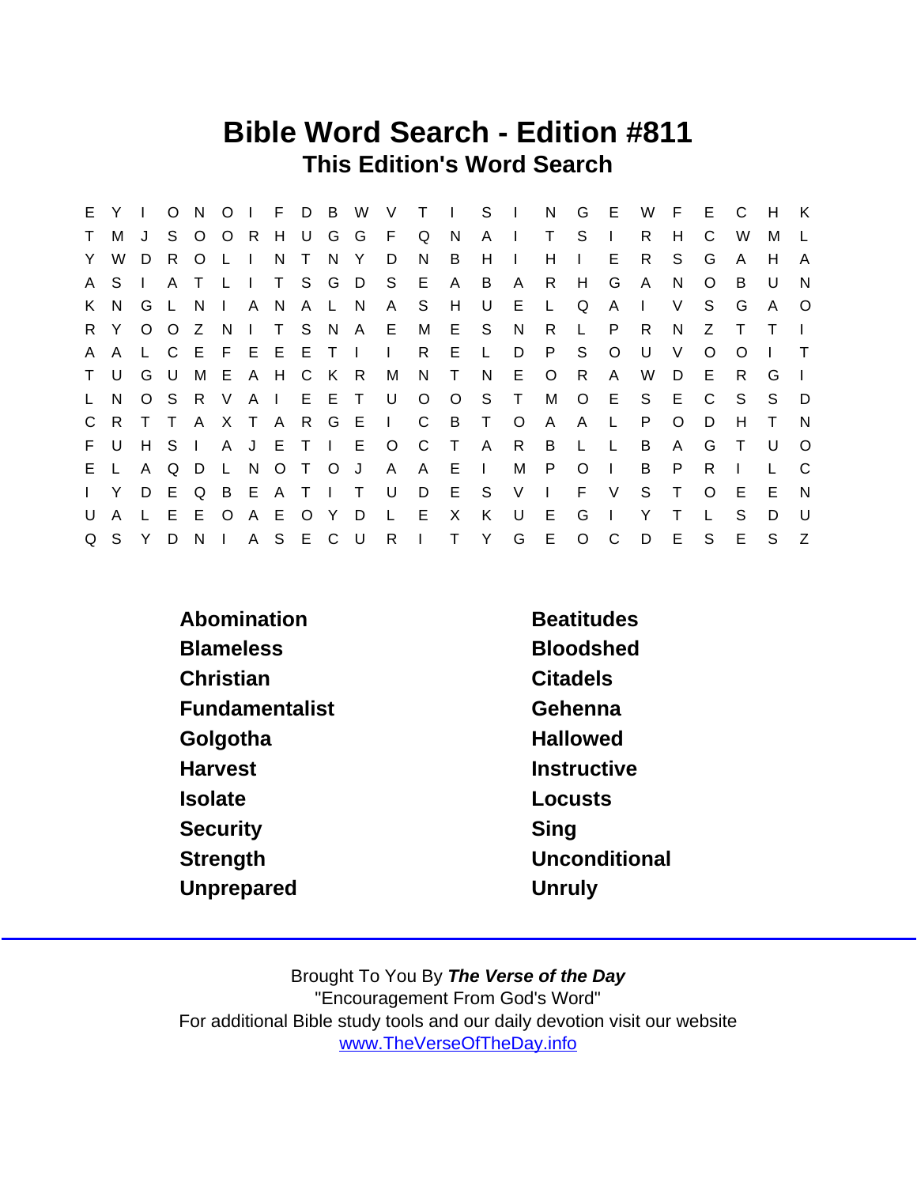# Bible Word Search - Edition #811

## This Edition's Word Search

```
E Y I O N O I F D B W V T I S I N G E W F E C H K
T M J S O O R H U G G F Q N A I T S I R H C W M L
Y W D R O L I N T N Y D N B H I H I E R S G A H A
A S I A T L I T S G D S E A B A R H G A N O B U N
K N G L N I A N A L N A S H U E L Q A I V S G A O
R Y O O Z N I T S N A E M E S N R L P R N Z T T I
A A L C E F E E E T I I R E L D P S O U V O O I T
T U G U M E A H C K R M N T N E O R A W D E R G I
L N O S R V A I E E T U O O S T M O E S E C S S D
C R T T A X T A R G E I C B T O A A L P O D H T N
F U H S I A J E T I E O C T A R B L L B A G T U O
E L A Q D L N O T O J A A E I M P O I B P R I L C
I Y D E Q B E A T I T U D E S V I F V S T O E E N
U A L E E O A E O Y D L E X K U E G I Y T L S D U
Q S Y D N I A S E C U R I T Y G E O C D E S E S Z
```

| | |
|---|---|
| Abomination | Beatitudes |
| Blameless | Bloodshed |
| Christian | Citadels |
| Fundamentalist | Gehenna |
| Golgotha | Hallowed |
| Harvest | Instructive |
| Isolate | Locusts |
| Security | Sing |
| Strength | Unconditional |
| Unprepared | Unruly |

Brought To You By ***The Verse of the Day***
"Encouragement From God's Word"
For additional Bible study tools and our daily devotion visit our website
www.TheVerseOfTheDay.info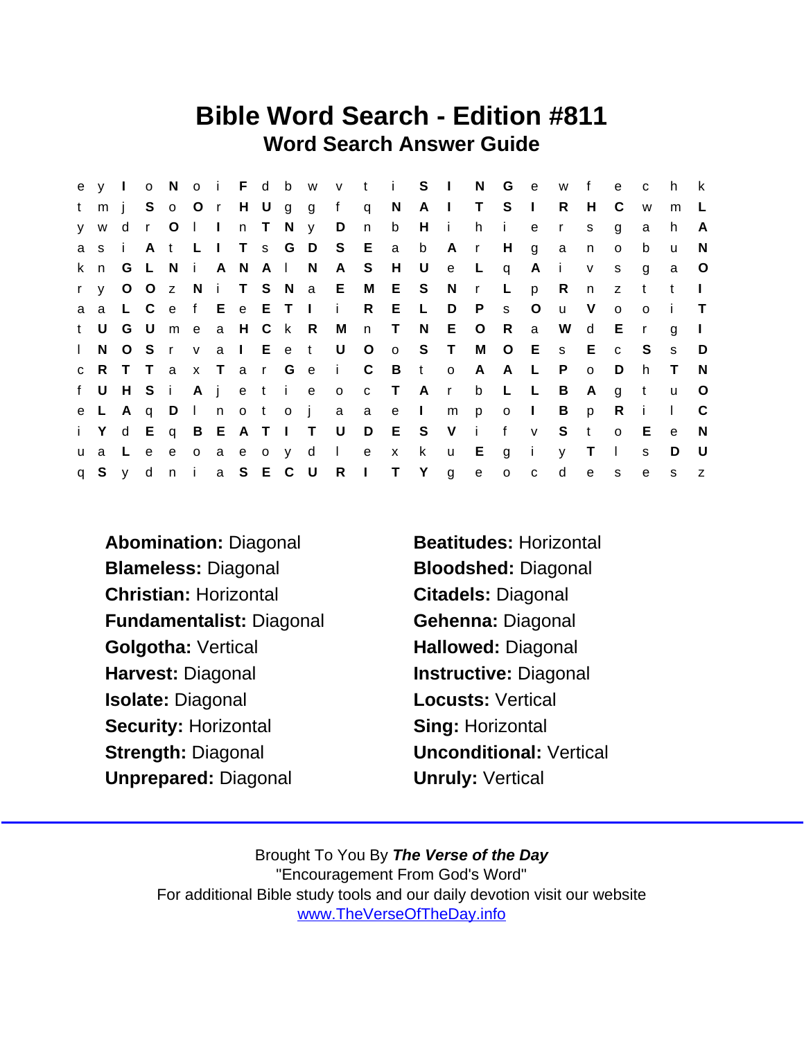# Bible Word Search - Edition #811

## Word Search Answer Guide

```
e y I o N o i F d b w v t i S I N G e w f e c h k
t m j S o O r H U g g f q N A I T S I R H C w m L
y w d r O l I n T N y D n b H i h i e r s g a h A
a s i A t L I T s G D S E a b A r H g a n o b u N
k n G L N i A N A l N A S H U e L q A i v s g a O
r y O O z N i T S N a E M E S N r L p R n z t t I
a a L C e f E e E T I i R E L D P s O u V o o i T
t U G U m e a H C k R M n T N E O R a W d E r g I
l N O S r v a I E e t U O o S T M O E s E c S s D
c R T T a x T a r G e i C B t o A A L P o D h T N
f U H S i A j e t i e o c T A r b L L B A g t u O
e L A q D l n o t o j a a e I m p o I B p R i l C
i Y d E q B E A T I T U D E S V i f v S t o E e N
u a L e e o a e o y d l e x k u E g i y T l s D U
q S y d n i a S E C U R I T Y g e o c d e s e s z
```

**Abomination:** Diagonal
**Blameless:** Diagonal
**Christian:** Horizontal
**Fundamentalist:** Diagonal
**Golgotha:** Vertical
**Harvest:** Diagonal
**Isolate:** Diagonal
**Security:** Horizontal
**Strength:** Diagonal
**Unprepared:** Diagonal

**Beatitudes:** Horizontal
**Bloodshed:** Diagonal
**Citadels:** Diagonal
**Gehenna:** Diagonal
**Hallowed:** Diagonal
**Instructive:** Diagonal
**Locusts:** Vertical
**Sing:** Horizontal
**Unconditional:** Vertical
**Unruly:** Vertical

---

Brought To You By ***The Verse of the Day***
"Encouragement From God's Word"
For additional Bible study tools and our daily devotion visit our website
www.TheVerseOfTheDay.info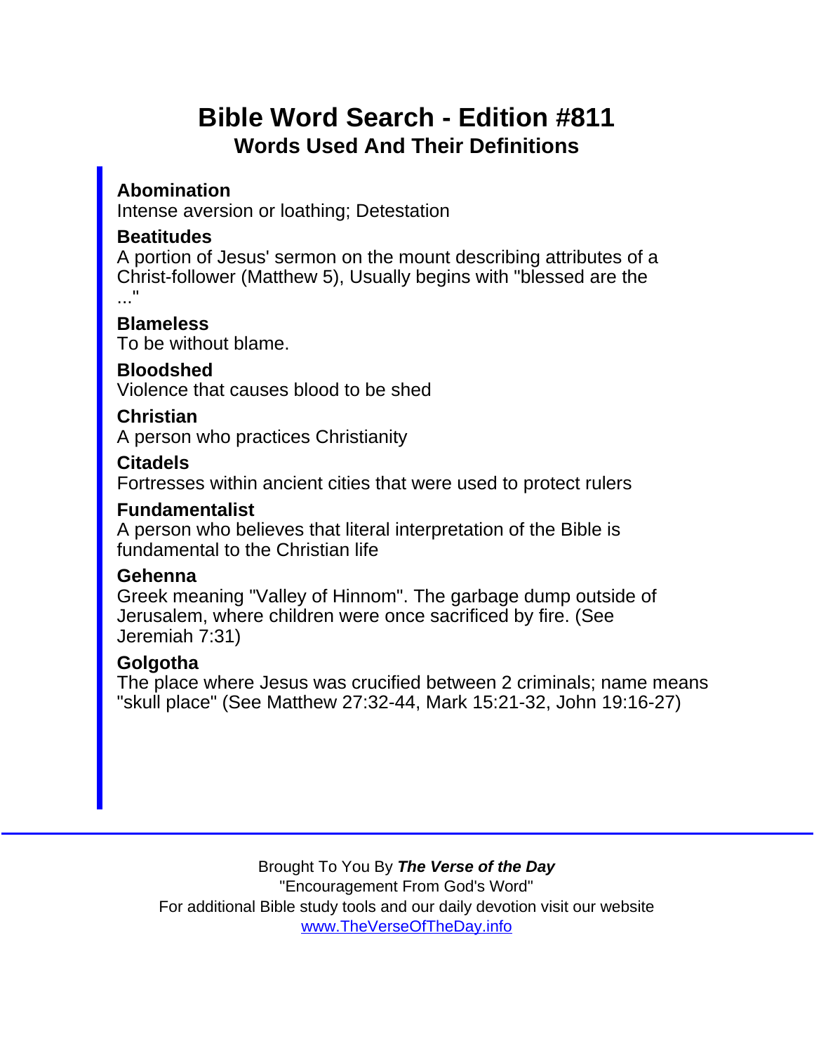# Bible Word Search - Edition #811

## Words Used And Their Definitions

**Abomination**
Intense aversion or loathing; Detestation

**Beatitudes**
A portion of Jesus' sermon on the mount describing attributes of a Christ-follower (Matthew 5), Usually begins with "blessed are the ..."

**Blameless**
To be without blame.

**Bloodshed**
Violence that causes blood to be shed

**Christian**
A person who practices Christianity

**Citadels**
Fortresses within ancient cities that were used to protect rulers

**Fundamentalist**
A person who believes that literal interpretation of the Bible is fundamental to the Christian life

**Gehenna**
Greek meaning "Valley of Hinnom". The garbage dump outside of Jerusalem, where children were once sacrificed by fire. (See Jeremiah 7:31)

**Golgotha**
The place where Jesus was crucified between 2 criminals; name means "skull place" (See Matthew 27:32-44, Mark 15:21-32, John 19:16-27)

---

Brought To You By ***The Verse of the Day***
"Encouragement From God's Word"
For additional Bible study tools and our daily devotion visit our website
www.TheVerseOfTheDay.info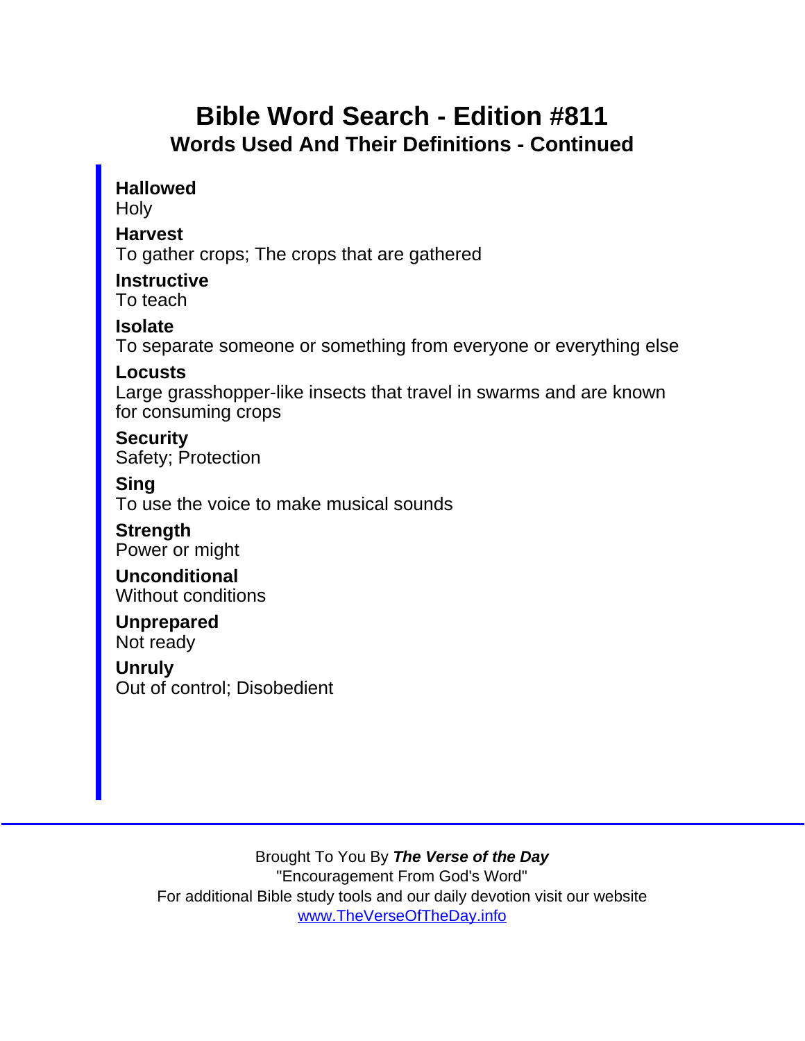# Bible Word Search - Edition #811

## Words Used And Their Definitions - Continued

**Hallowed**
Holy

**Harvest**
To gather crops; The crops that are gathered

**Instructive**
To teach

**Isolate**
To separate someone or something from everyone or everything else

**Locusts**
Large grasshopper-like insects that travel in swarms and are known for consuming crops

**Security**
Safety; Protection

**Sing**
To use the voice to make musical sounds

**Strength**
Power or might

**Unconditional**
Without conditions

**Unprepared**
Not ready

**Unruly**
Out of control; Disobedient

---

Brought To You By ***The Verse of the Day***
"Encouragement From God's Word"
For additional Bible study tools and our daily devotion visit our website
www.TheVerseOfTheDay.info